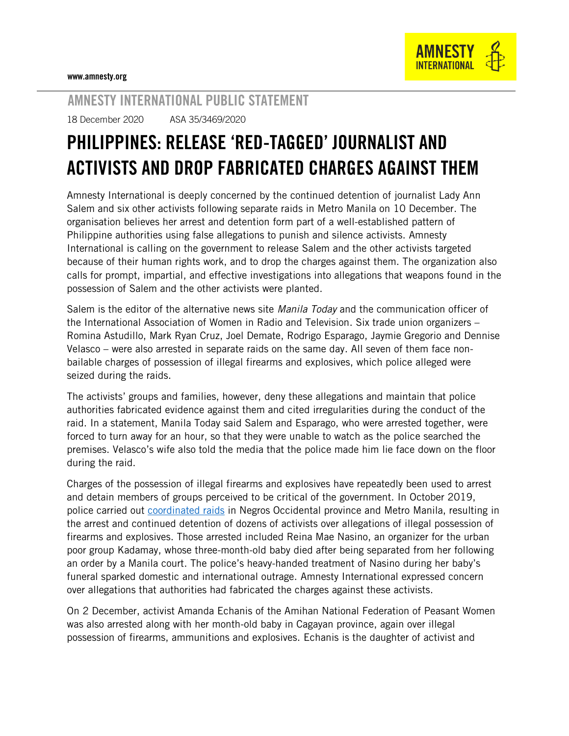www.amnesty.org

AMNESTY INTERNATIONAL

## AMNESTY INTERNATIONAL PUBLIC STATEMENT

18 December 2020 ASA 35/3469/2020

# PHILIPPINES: RELEASE 'RED-TAGGED' JOURNALIST AND ACTIVISTS AND DROP FABRICATED CHARGES AGAINST THEM

Amnesty International is deeply concerned by the continued detention of journalist Lady Ann Salem and six other activists following separate raids in Metro Manila on 10 December. The organisation believes her arrest and detention form part of a well-established pattern of Philippine authorities using false allegations to punish and silence activists. Amnesty International is calling on the government to release Salem and the other activists targeted because of their human rights work, and to drop the charges against them. The organization also calls for prompt, impartial, and effective investigations into allegations that weapons found in the possession of Salem and the other activists were planted.

Salem is the editor of the alternative news site *Manila Today* and the communication officer of the International Association of Women in Radio and Television. Six trade union organizers – Romina Astudillo, Mark Ryan Cruz, Joel Demate, Rodrigo Esparago, Jaymie Gregorio and Dennise Velasco – were also arrested in separate raids on the same day. All seven of them face non-bailable charges of possession of illegal firearms and explosives, which police alleged were seized during the raids.

The activists' groups and families, however, deny these allegations and maintain that police authorities fabricated evidence against them and cited irregularities during the conduct of the raid. In a statement, Manila Today said Salem and Esparago, who were arrested together, were forced to turn away for an hour, so that they were unable to watch as the police searched the premises. Velasco's wife also told the media that the police made him lie face down on the floor during the raid.

Charges of the possession of illegal firearms and explosives have repeatedly been used to arrest and detain members of groups perceived to be critical of the government. In October 2019, police carried out coordinated raids in Negros Occidental province and Metro Manila, resulting in the arrest and continued detention of dozens of activists over allegations of illegal possession of firearms and explosives. Those arrested included Reina Mae Nasino, an organizer for the urban poor group Kadamay, whose three-month-old baby died after being separated from her following an order by a Manila court. The police's heavy-handed treatment of Nasino during her baby's funeral sparked domestic and international outrage. Amnesty International expressed concern over allegations that authorities had fabricated the charges against these activists.

On 2 December, activist Amanda Echanis of the Amihan National Federation of Peasant Women was also arrested along with her month-old baby in Cagayan province, again over illegal possession of firearms, ammunitions and explosives. Echanis is the daughter of activist and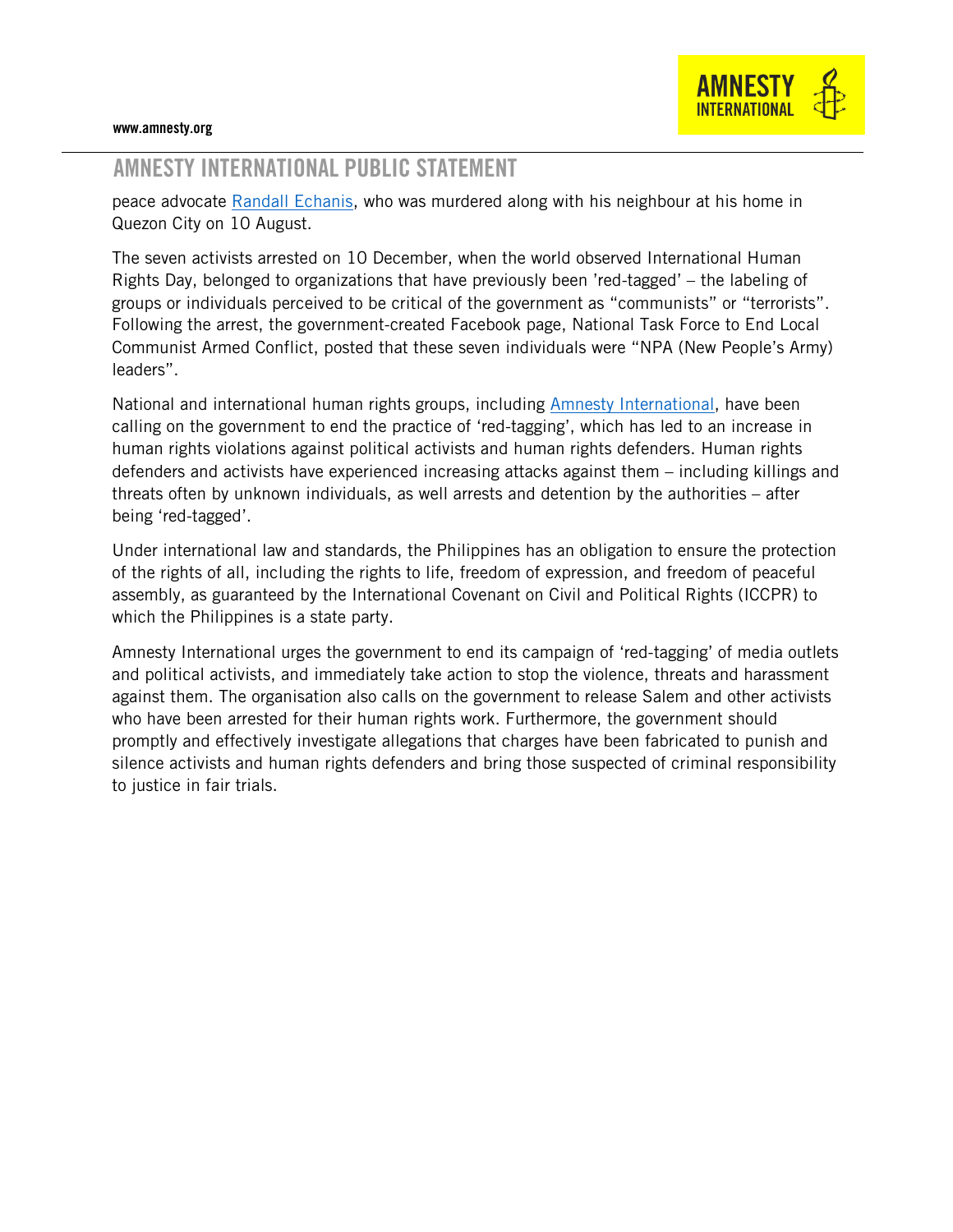peace advocate Randall Echanis, who was murdered along with his neighbour at his home in Quezon City on 10 August.

The seven activists arrested on 10 December, when the world observed International Human Rights Day, belonged to organizations that have previously been 'red-tagged' – the labeling of groups or individuals perceived to be critical of the government as "communists" or "terrorists". Following the arrest, the government-created Facebook page, National Task Force to End Local Communist Armed Conflict, posted that these seven individuals were "NPA (New People's Army) leaders".

National and international human rights groups, including Amnesty International, have been calling on the government to end the practice of 'red-tagging', which has led to an increase in human rights violations against political activists and human rights defenders. Human rights defenders and activists have experienced increasing attacks against them – including killings and threats often by unknown individuals, as well arrests and detention by the authorities – after being 'red-tagged'.

Under international law and standards, the Philippines has an obligation to ensure the protection of the rights of all, including the rights to life, freedom of expression, and freedom of peaceful assembly, as guaranteed by the International Covenant on Civil and Political Rights (ICCPR) to which the Philippines is a state party.

Amnesty International urges the government to end its campaign of 'red-tagging' of media outlets and political activists, and immediately take action to stop the violence, threats and harassment against them. The organisation also calls on the government to release Salem and other activists who have been arrested for their human rights work. Furthermore, the government should promptly and effectively investigate allegations that charges have been fabricated to punish and silence activists and human rights defenders and bring those suspected of criminal responsibility to justice in fair trials.